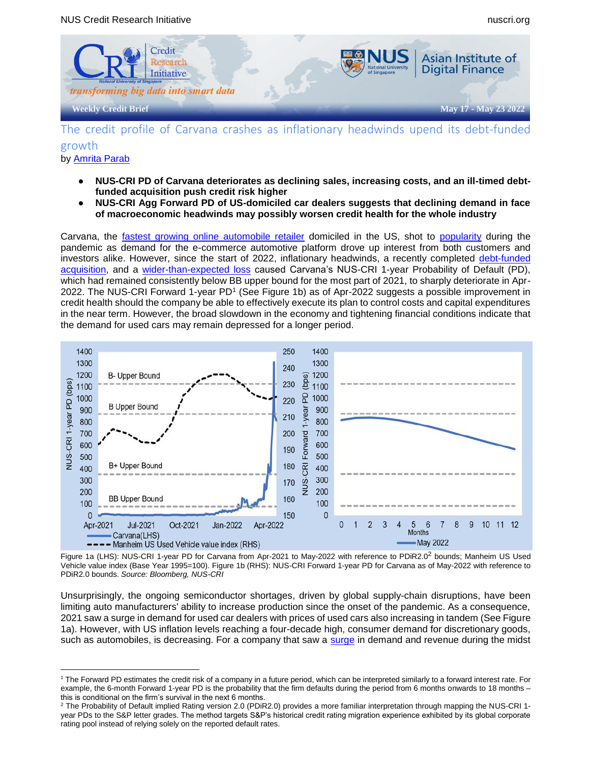Weekly Credit Brief — May 17 - May 23 2022

# The credit profile of Carvana crashes as inflationary headwinds upend its debt-funded growth

by Amrita Parab

- **NUS-CRI PD of Carvana deteriorates as declining sales, increasing costs, and an ill-timed debt-funded acquisition push credit risk higher**
- **NUS-CRI Agg Forward PD of US-domiciled car dealers suggests that declining demand in face of macroeconomic headwinds may possibly worsen credit health for the whole industry**

Carvana, the fastest growing online automobile retailer domiciled in the US, shot to popularity during the pandemic as demand for the e-commerce automotive platform drove up interest from both customers and investors alike. However, since the start of 2022, inflationary headwinds, a recently completed debt-funded acquisition, and a wider-than-expected loss caused Carvana's NUS-CRI 1-year Probability of Default (PD), which had remained consistently below BB upper bound for the most part of 2021, to sharply deteriorate in Apr-2022. The NUS-CRI Forward 1-year PD[1] (See Figure 1b) as of Apr-2022 suggests a possible improvement in credit health should the company be able to effectively execute its plan to control costs and capital expenditures in the near term. However, the broad slowdown in the economy and tightening financial conditions indicate that the demand for used cars may remain depressed for a longer period.

Figure 1a (LHS): NUS-CRI 1-year PD for Carvana from Apr-2021 to May-2022 with reference to PDiR2.0[2] bounds; Manheim US Used Vehicle value index (Base Year 1995=100). Figure 1b (RHS): NUS-CRI Forward 1-year PD for Carvana as of May-2022 with reference to PDiR2.0 bounds. *Source: Bloomberg, NUS-CRI*

Unsurprisingly, the ongoing semiconductor shortages, driven by global supply-chain disruptions, have been limiting auto manufacturers' ability to increase production since the onset of the pandemic. As a consequence, 2021 saw a surge in demand for used car dealers with prices of used cars also increasing in tandem (See Figure 1a). However, with US inflation levels reaching a four-decade high, consumer demand for discretionary goods, such as automobiles, is decreasing. For a company that saw a surge in demand and revenue during the midst

---

[1] The Forward PD estimates the credit risk of a company in a future period, which can be interpreted similarly to a forward interest rate. For example, the 6-month Forward 1-year PD is the probability that the firm defaults during the period from 6 months onwards to 18 months – this is conditional on the firm's survival in the next 6 months.

[2] The Probability of Default implied Rating version 2.0 (PDiR2.0) provides a more familiar interpretation through mapping the NUS-CRI 1-year PDs to the S&P letter grades. The method targets S&P's historical credit rating migration experience exhibited by its global corporate rating pool instead of relying solely on the reported default rates.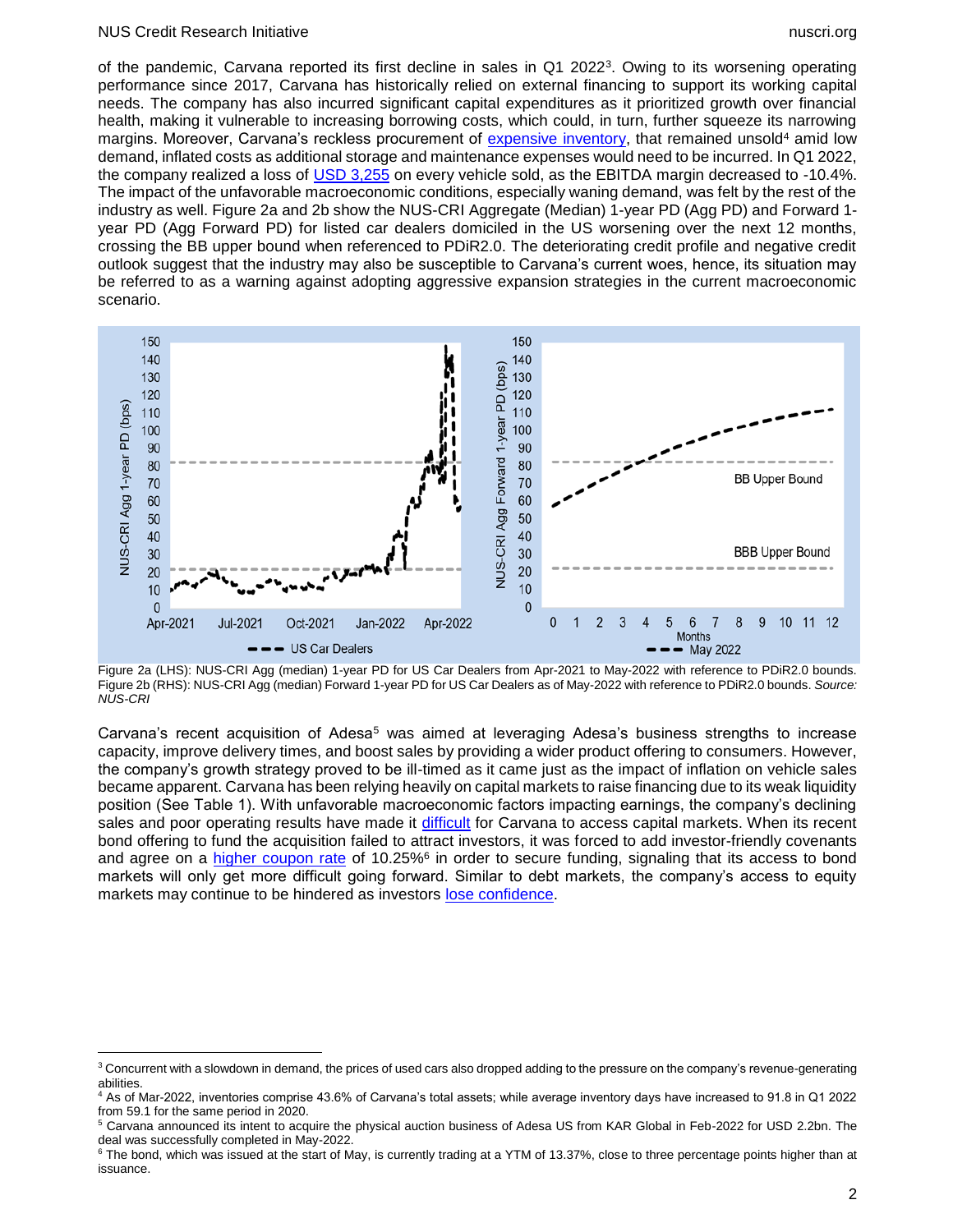of the pandemic, Carvana reported its first decline in sales in Q1 2022[3]. Owing to its worsening operating performance since 2017, Carvana has historically relied on external financing to support its working capital needs. The company has also incurred significant capital expenditures as it prioritized growth over financial health, making it vulnerable to increasing borrowing costs, which could, in turn, further squeeze its narrowing margins. Moreover, Carvana's reckless procurement of expensive inventory, that remained unsold[4] amid low demand, inflated costs as additional storage and maintenance expenses would need to be incurred. In Q1 2022, the company realized a loss of USD 3,255 on every vehicle sold, as the EBITDA margin decreased to -10.4%. The impact of the unfavorable macroeconomic conditions, especially waning demand, was felt by the rest of the industry as well. Figure 2a and 2b show the NUS-CRI Aggregate (Median) 1-year PD (Agg PD) and Forward 1-year PD (Agg Forward PD) for listed car dealers domiciled in the US worsening over the next 12 months, crossing the BB upper bound when referenced to PDiR2.0. The deteriorating credit profile and negative credit outlook suggest that the industry may also be susceptible to Carvana's current woes, hence, its situation may be referred to as a warning against adopting aggressive expansion strategies in the current macroeconomic scenario.

Figure 2a (LHS): NUS-CRI Agg (median) 1-year PD for US Car Dealers from Apr-2021 to May-2022 with reference to PDiR2.0 bounds. Figure 2b (RHS): NUS-CRI Agg (median) Forward 1-year PD for US Car Dealers as of May-2022 with reference to PDiR2.0 bounds. *Source: NUS-CRI*

Carvana's recent acquisition of Adesa[5] was aimed at leveraging Adesa's business strengths to increase capacity, improve delivery times, and boost sales by providing a wider product offering to consumers. However, the company's growth strategy proved to be ill-timed as it came just as the impact of inflation on vehicle sales became apparent. Carvana has been relying heavily on capital markets to raise financing due to its weak liquidity position (See Table 1). With unfavorable macroeconomic factors impacting earnings, the company's declining sales and poor operating results have made it difficult for Carvana to access capital markets. When its recent bond offering to fund the acquisition failed to attract investors, it was forced to add investor-friendly covenants and agree on a higher coupon rate of 10.25%[6] in order to secure funding, signaling that its access to bond markets will only get more difficult going forward. Similar to debt markets, the company's access to equity markets may continue to be hindered as investors lose confidence.

[3] Concurrent with a slowdown in demand, the prices of used cars also dropped adding to the pressure on the company's revenue-generating abilities.

[4] As of Mar-2022, inventories comprise 43.6% of Carvana's total assets; while average inventory days have increased to 91.8 in Q1 2022 from 59.1 for the same period in 2020.

[5] Carvana announced its intent to acquire the physical auction business of Adesa US from KAR Global in Feb-2022 for USD 2.2bn. The deal was successfully completed in May-2022.

[6] The bond, which was issued at the start of May, is currently trading at a YTM of 13.37%, close to three percentage points higher than at issuance.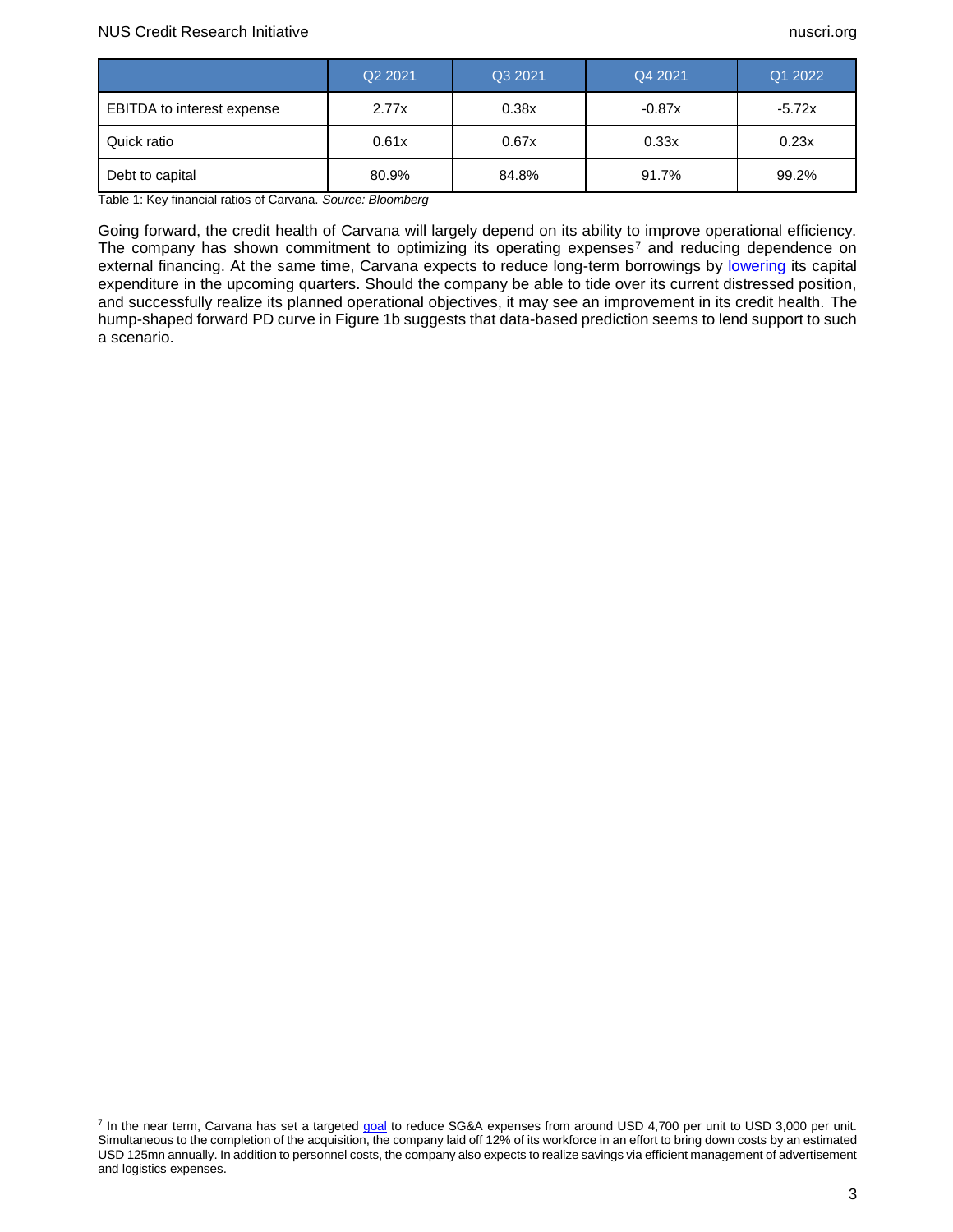| | Q2 2021 | Q3 2021 | Q4 2021 | Q1 2022 |
|---|---|---|---|---|
| EBITDA to interest expense | 2.77x | 0.38x | -0.87x | -5.72x |
| Quick ratio | 0.61x | 0.67x | 0.33x | 0.23x |
| Debt to capital | 80.9% | 84.8% | 91.7% | 99.2% |

Table 1: Key financial ratios of Carvana. *Source: Bloomberg*

Going forward, the credit health of Carvana will largely depend on its ability to improve operational efficiency. The company has shown commitment to optimizing its operating expenses[7] and reducing dependence on external financing. At the same time, Carvana expects to reduce long-term borrowings by lowering its capital expenditure in the upcoming quarters. Should the company be able to tide over its current distressed position, and successfully realize its planned operational objectives, it may see an improvement in its credit health. The hump-shaped forward PD curve in Figure 1b suggests that data-based prediction seems to lend support to such a scenario.

[7] In the near term, Carvana has set a targeted goal to reduce SG&A expenses from around USD 4,700 per unit to USD 3,000 per unit. Simultaneous to the completion of the acquisition, the company laid off 12% of its workforce in an effort to bring down costs by an estimated USD 125mn annually. In addition to personnel costs, the company also expects to realize savings via efficient management of advertisement and logistics expenses.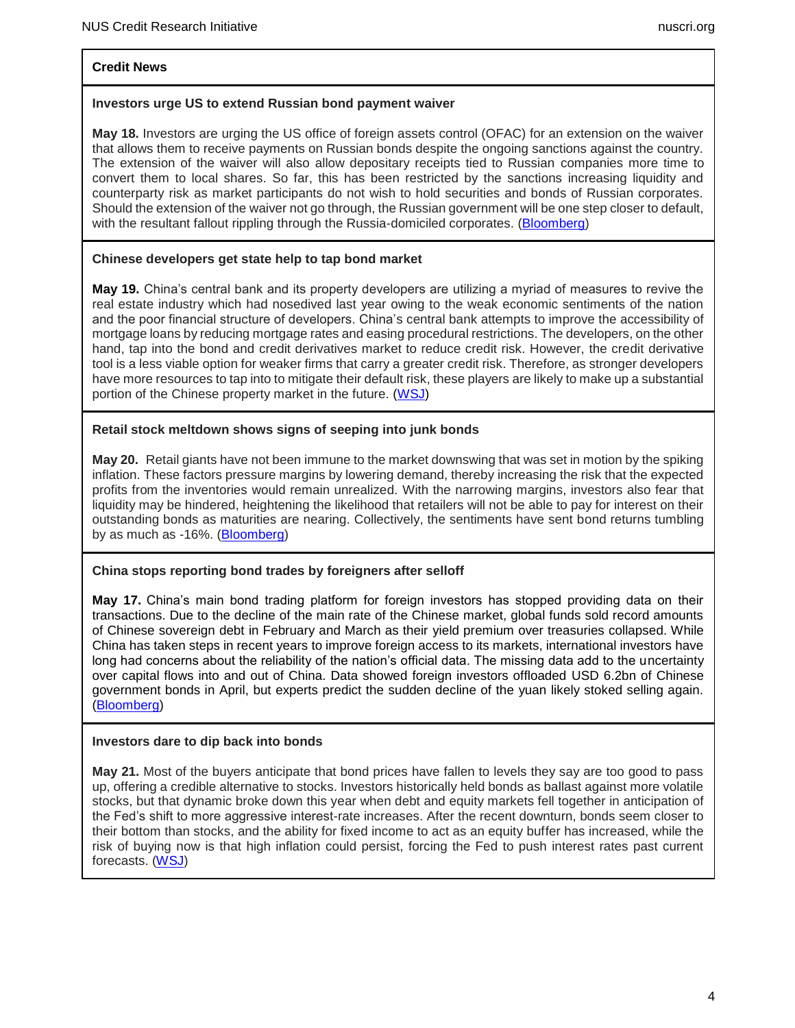## Credit News

### Investors urge US to extend Russian bond payment waiver

**May 18.** Investors are urging the US office of foreign assets control (OFAC) for an extension on the waiver that allows them to receive payments on Russian bonds despite the ongoing sanctions against the country. The extension of the waiver will also allow depositary receipts tied to Russian companies more time to convert them to local shares. So far, this has been restricted by the sanctions increasing liquidity and counterparty risk as market participants do not wish to hold securities and bonds of Russian corporates. Should the extension of the waiver not go through, the Russian government will be one step closer to default, with the resultant fallout rippling through the Russia-domiciled corporates. (Bloomberg)

### Chinese developers get state help to tap bond market

**May 19.** China's central bank and its property developers are utilizing a myriad of measures to revive the real estate industry which had nosedived last year owing to the weak economic sentiments of the nation and the poor financial structure of developers. China's central bank attempts to improve the accessibility of mortgage loans by reducing mortgage rates and easing procedural restrictions. The developers, on the other hand, tap into the bond and credit derivatives market to reduce credit risk. However, the credit derivative tool is a less viable option for weaker firms that carry a greater credit risk. Therefore, as stronger developers have more resources to tap into to mitigate their default risk, these players are likely to make up a substantial portion of the Chinese property market in the future. (WSJ)

### Retail stock meltdown shows signs of seeping into junk bonds

**May 20.** Retail giants have not been immune to the market downswing that was set in motion by the spiking inflation. These factors pressure margins by lowering demand, thereby increasing the risk that the expected profits from the inventories would remain unrealized. With the narrowing margins, investors also fear that liquidity may be hindered, heightening the likelihood that retailers will not be able to pay for interest on their outstanding bonds as maturities are nearing. Collectively, the sentiments have sent bond returns tumbling by as much as -16%. (Bloomberg)

### China stops reporting bond trades by foreigners after selloff

**May 17.** China's main bond trading platform for foreign investors has stopped providing data on their transactions. Due to the decline of the main rate of the Chinese market, global funds sold record amounts of Chinese sovereign debt in February and March as their yield premium over treasuries collapsed. While China has taken steps in recent years to improve foreign access to its markets, international investors have long had concerns about the reliability of the nation's official data. The missing data add to the uncertainty over capital flows into and out of China. Data showed foreign investors offloaded USD 6.2bn of Chinese government bonds in April, but experts predict the sudden decline of the yuan likely stoked selling again. (Bloomberg)

### Investors dare to dip back into bonds

**May 21.** Most of the buyers anticipate that bond prices have fallen to levels they say are too good to pass up, offering a credible alternative to stocks. Investors historically held bonds as ballast against more volatile stocks, but that dynamic broke down this year when debt and equity markets fell together in anticipation of the Fed's shift to more aggressive interest-rate increases. After the recent downturn, bonds seem closer to their bottom than stocks, and the ability for fixed income to act as an equity buffer has increased, while the risk of buying now is that high inflation could persist, forcing the Fed to push interest rates past current forecasts. (WSJ)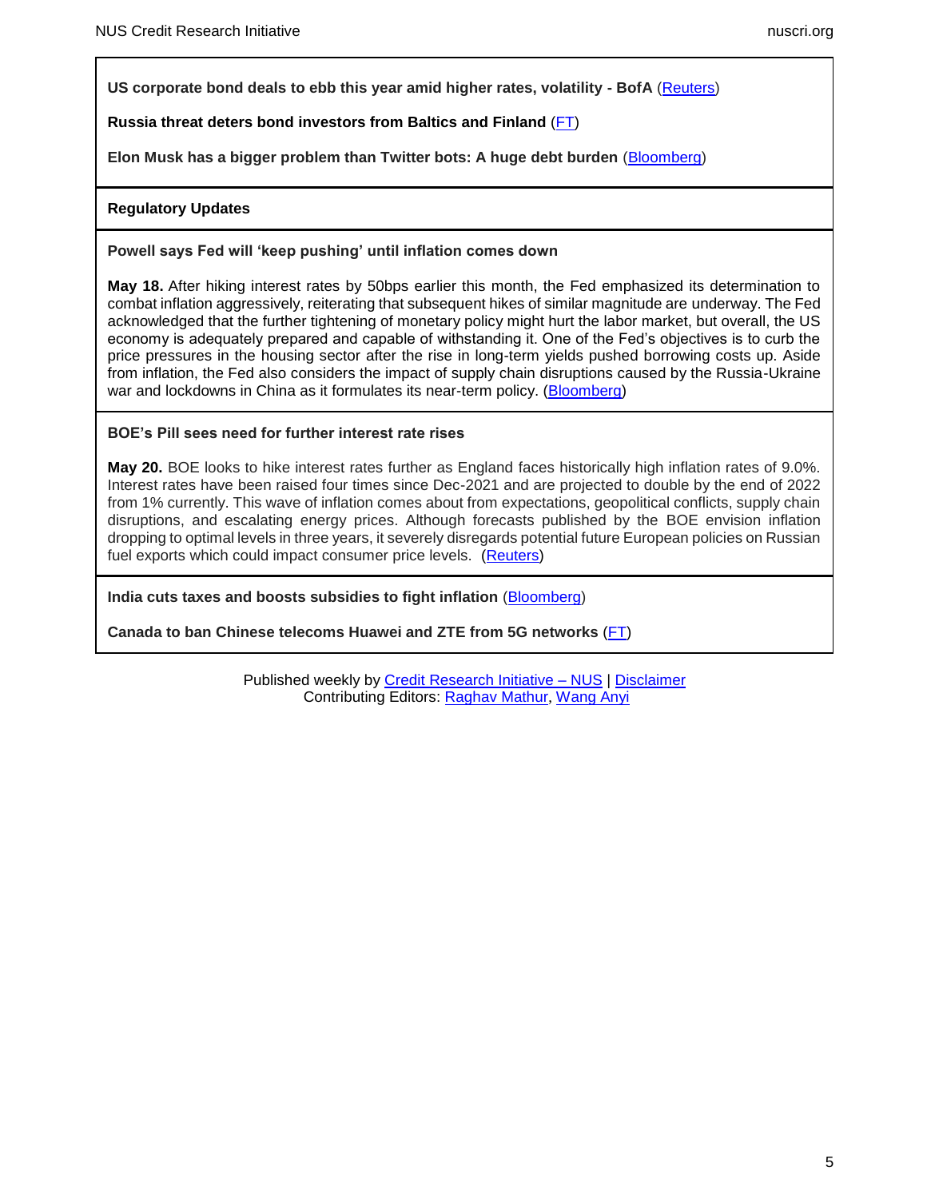**US corporate bond deals to ebb this year amid higher rates, volatility - BofA** (Reuters)

**Russia threat deters bond investors from Baltics and Finland** (FT)

**Elon Musk has a bigger problem than Twitter bots: A huge debt burden** (Bloomberg)

**Regulatory Updates**

**Powell says Fed will 'keep pushing' until inflation comes down**

**May 18.** After hiking interest rates by 50bps earlier this month, the Fed emphasized its determination to combat inflation aggressively, reiterating that subsequent hikes of similar magnitude are underway. The Fed acknowledged that the further tightening of monetary policy might hurt the labor market, but overall, the US economy is adequately prepared and capable of withstanding it. One of the Fed's objectives is to curb the price pressures in the housing sector after the rise in long-term yields pushed borrowing costs up. Aside from inflation, the Fed also considers the impact of supply chain disruptions caused by the Russia-Ukraine war and lockdowns in China as it formulates its near-term policy. (Bloomberg)

**BOE's Pill sees need for further interest rate rises**

**May 20.** BOE looks to hike interest rates further as England faces historically high inflation rates of 9.0%. Interest rates have been raised four times since Dec-2021 and are projected to double by the end of 2022 from 1% currently. This wave of inflation comes about from expectations, geopolitical conflicts, supply chain disruptions, and escalating energy prices. Although forecasts published by the BOE envision inflation dropping to optimal levels in three years, it severely disregards potential future European policies on Russian fuel exports which could impact consumer price levels. (Reuters)

**India cuts taxes and boosts subsidies to fight inflation** (Bloomberg)

**Canada to ban Chinese telecoms Huawei and ZTE from 5G networks** (FT)

Published weekly by Credit Research Initiative – NUS | Disclaimer
Contributing Editors: Raghav Mathur, Wang Anyi